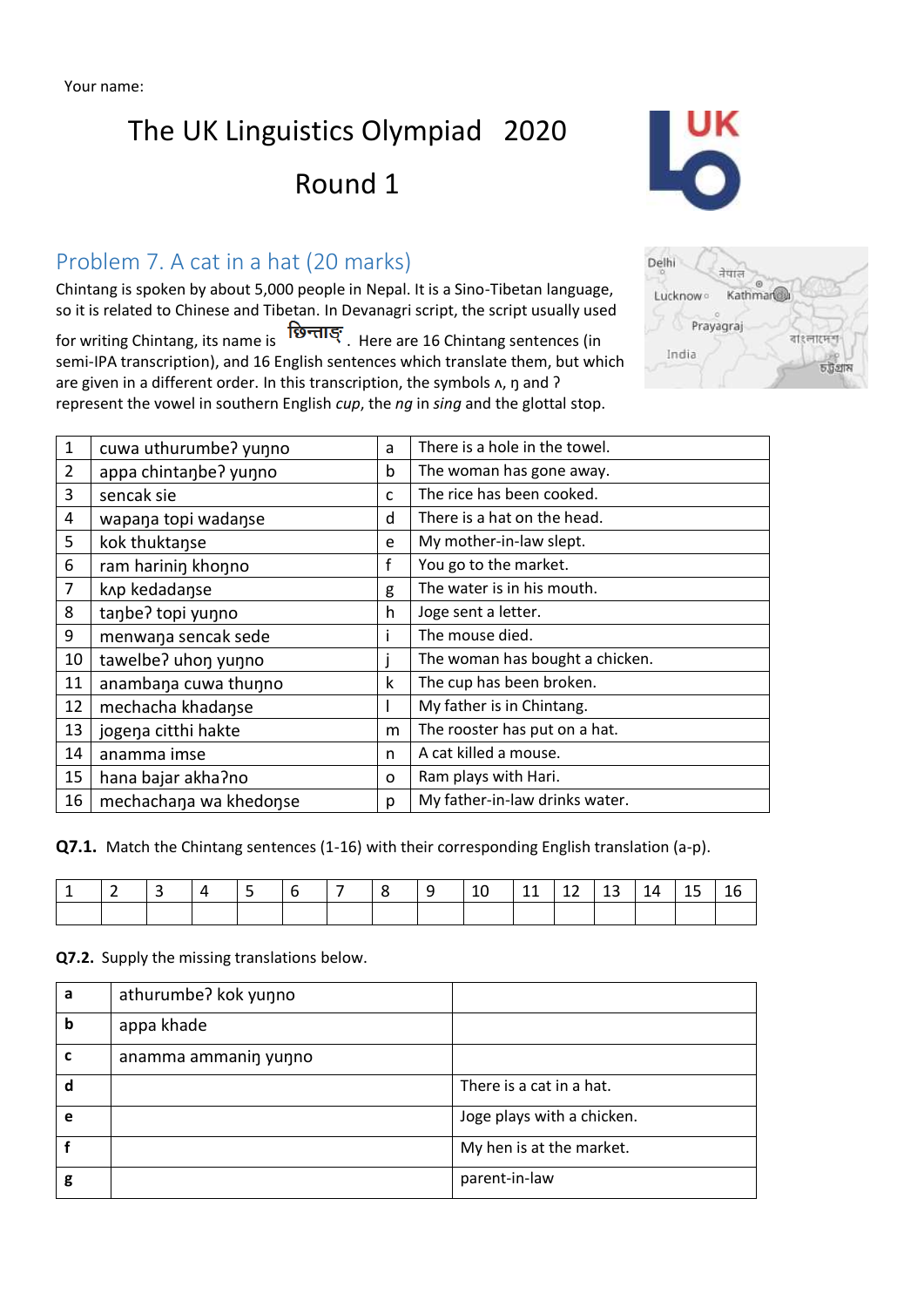Your name:

# The UK Linguistics Olympiad 2020

# Round 1

## Problem 7. A cat in a hat (20 marks)

Chintang is spoken by about 5,000 people in Nepal. It is a Sino-Tibetan language, so it is related to Chinese and Tibetan. In Devanagri script, the script usually used for writing Chintang, its name is छिन्ताङ्. Here are 16 Chintang sentences (in semi-IPA transcription), and 16 English sentences which translate them, but which are given in a different order. In this transcription, the symbols ʌ, ŋ and ʔ represent the vowel in southern English *cup*, the *ng* in *sing* and the glottal stop.

| | | | |
|---|---|---|---|
| 1 | cuwa uthurumbeʔ yuŋno | a | There is a hole in the towel. |
| 2 | appa chintaŋbeʔ yuŋno | b | The woman has gone away. |
| 3 | sencak sie | c | The rice has been cooked. |
| 4 | wapaŋa topi wadaŋse | d | There is a hat on the head. |
| 5 | kok huktaŋse | e | My mother-in-law slept. |
| 6 | ram harinin khoŋno | f | You go to the market. |
| 7 | kʌp kedadaŋse | g | The water is in his mouth. |
| 8 | taŋbeʔ topi yuŋno | h | Joge sent a letter. |
| 9 | menwaŋa sencak sede | i | The mouse died. |
| 10 | tawelbeʔ uhoŋ yuŋno | j | The woman has bought a chicken. |
| 11 | anambaŋa cuwa thuŋno | k | The cup has been broken. |
| 12 | mechacha khadaŋse | l | My father is in Chintang. |
| 13 | jogeŋa citthi hakte | m | The rooster has put on a hat. |
| 14 | anamma imse | n | A cat killed a mouse. |
| 15 | hana bajar akhaʔno | o | Ram plays with Hari. |
| 16 | mechachaŋa wa khedoŋse | p | My father-in-law drinks water. |

**Q7.1.** Match the Chintang sentences (1-16) with their corresponding English translation (a-p).

| 1 | 2 | 3 | 4 | 5 | 6 | 7 | 8 | 9 | 10 | 11 | 12 | 13 | 14 | 15 | 16 |
|---|---|---|---|---|---|---|---|---|---|---|---|---|---|---|---|
| | | | | | | | | | | | | | | | |

**Q7.2.** Supply the missing translations below.

| | | |
|---|---|---|
| **a** | athurumbeʔ kok yuŋno | |
| **b** | appa khade | |
| **c** | anamma ammaniŋ yuŋno | |
| **d** | | There is a cat in a hat. |
| **e** | | Joge plays with a chicken. |
| **f** | | My hen is at the market. |
| **g** | | parent-in-law |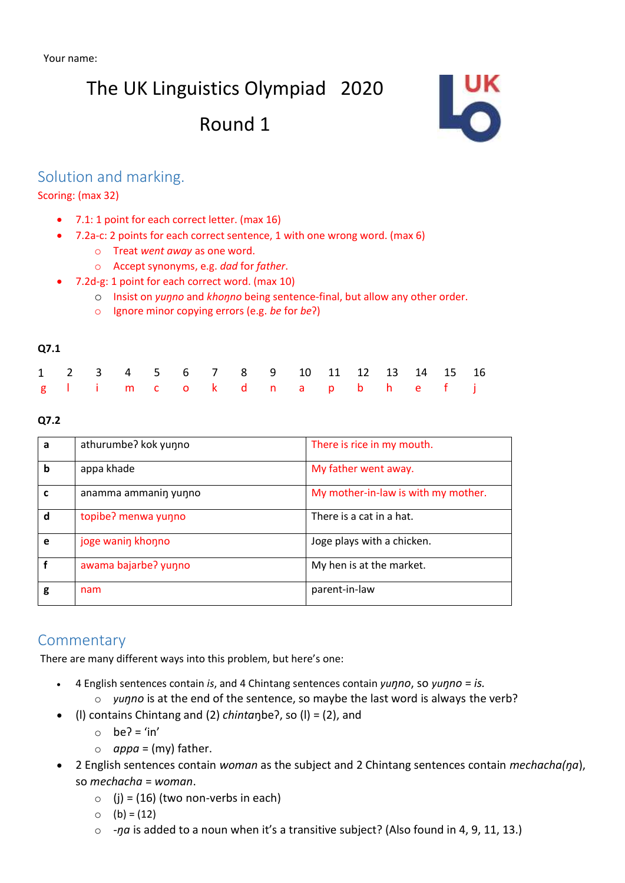Your name:

# The UK Linguistics Olympiad 2020

## Round 1

## Solution and marking.

Scoring: (max 32)

- 7.1: 1 point for each correct letter. (max 16)
- 7.2a-c: 2 points for each correct sentence, 1 with one wrong word. (max 6)
  - Treat *went away* as one word.
  - Accept synonyms, e.g. *dad* for *father*.
- 7.2d-g: 1 point for each correct word. (max 10)
  - Insist on *yuŋno* and *khoŋno* being sentence-final, but allow any other order.
  - Ignore minor copying errors (e.g. *be* for *beʔ*)

**Q7.1**

| 1 | 2 | 3 | 4 | 5 | 6 | 7 | 8 | 9 | 10 | 11 | 12 | 13 | 14 | 15 | 16 |
|---|---|---|---|---|---|---|---|---|---|---|---|---|---|---|---|
| g | l | i | m | c | o | k | d | n | a | p | b | h | e | f | j |

**Q7.2**

| | | |
|---|---|---|
| **a** | athurumbeʔ kok yuŋno | There is rice in my mouth. |
| **b** | appa khade | My father went away. |
| **c** | anamma ammaniŋ yuŋno | My mother-in-law is with my mother. |
| **d** | topibeʔ menwa yuŋno | There is a cat in a hat. |
| **e** | joge waniŋ khoŋno | Joge plays with a chicken. |
| **f** | awama bajarbeʔ yuŋno | My hen is at the market. |
| **g** | nam | parent-in-law |

## Commentary

There are many different ways into this problem, but here's one:

- 4 English sentences contain *is*, and 4 Chintang sentences contain *yuŋno*, so *yuŋno* = *is*.
  - *yuŋno* is at the end of the sentence, so maybe the last word is always the verb?
- (l) contains Chintang and (2) *chintaŋ*beʔ, so (l) = (2), and
  - beʔ = 'in'
  - *appa* = (my) father.
- 2 English sentences contain *woman* as the subject and 2 Chintang sentences contain *mechacha(ŋa)*, so *mechacha* = *woman*.
  - (j) = (16) (two non-verbs in each)
  - (b) = (12)
  - -*ŋa* is added to a noun when it's a transitive subject? (Also found in 4, 9, 11, 13.)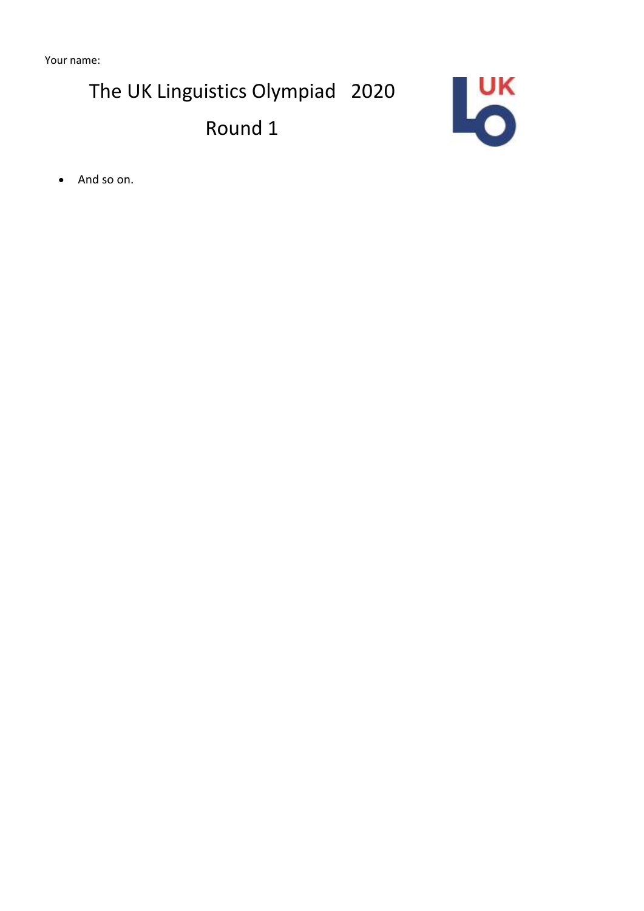Your name:

# The UK Linguistics Olympiad 2020

## Round 1

- And so on.